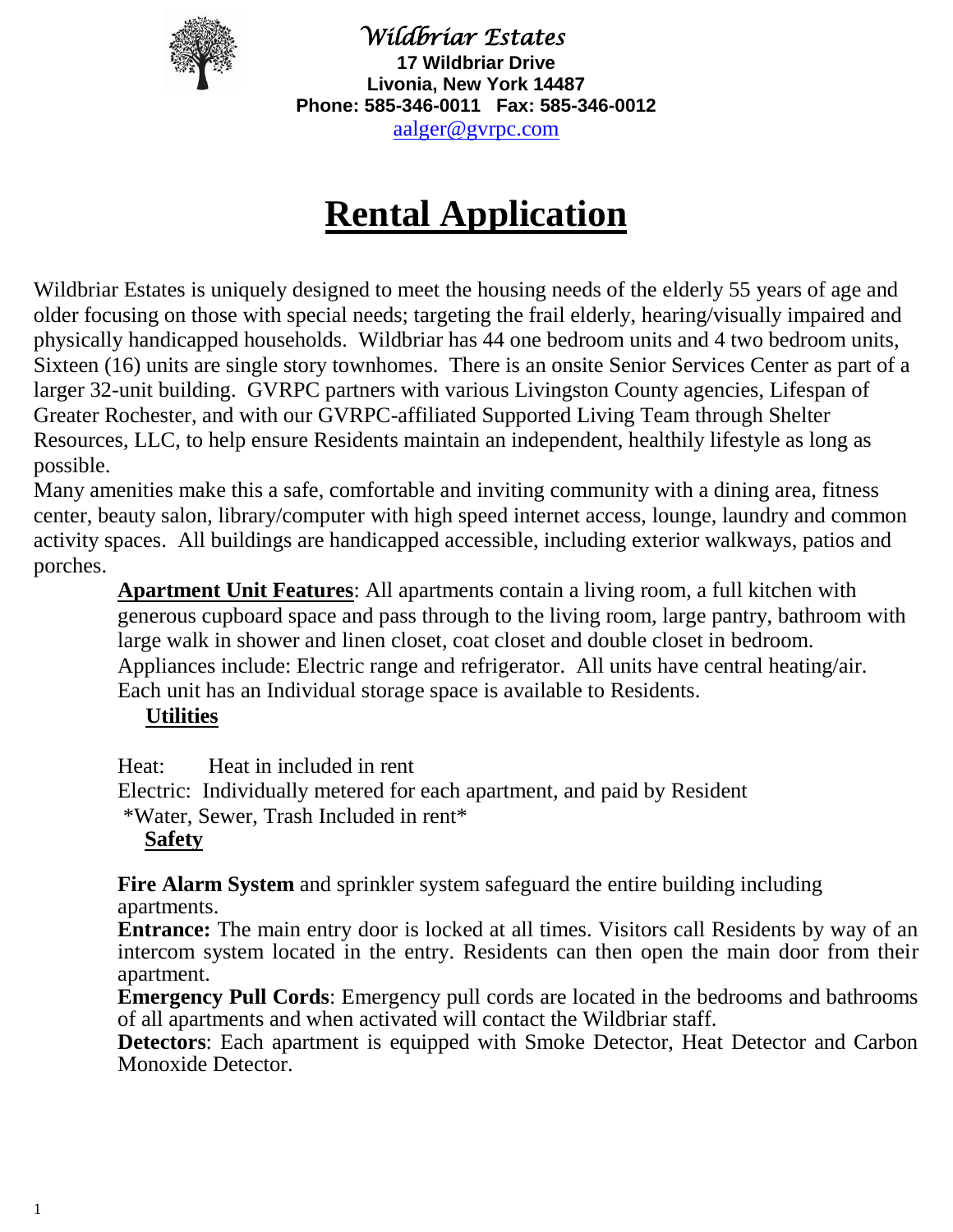*Wildbriar Estates*
**17 Wildbriar Drive**
**Livonia, New York 14487**
**Phone: 585-346-0011 Fax: 585-346-0012**
aalger@gvrpc.com

# Rental Application

Wildbriar Estates is uniquely designed to meet the housing needs of the elderly 55 years of age and older focusing on those with special needs; targeting the frail elderly, hearing/visually impaired and physically handicapped households. Wildbriar has 44 one bedroom units and 4 two bedroom units, Sixteen (16) units are single story townhomes. There is an onsite Senior Services Center as part of a larger 32-unit building. GVRPC partners with various Livingston County agencies, Lifespan of Greater Rochester, and with our GVRPC-affiliated Supported Living Team through Shelter Resources, LLC, to help ensure Residents maintain an independent, healthily lifestyle as long as possible.

Many amenities make this a safe, comfortable and inviting community with a dining area, fitness center, beauty salon, library/computer with high speed internet access, lounge, laundry and common activity spaces. All buildings are handicapped accessible, including exterior walkways, patios and porches.

**Apartment Unit Features**: All apartments contain a living room, a full kitchen with generous cupboard space and pass through to the living room, large pantry, bathroom with large walk in shower and linen closet, coat closet and double closet in bedroom. Appliances include: Electric range and refrigerator. All units have central heating/air. Each unit has an Individual storage space is available to Residents.

**Utilities**

Heat: Heat in included in rent
Electric: Individually metered for each apartment, and paid by Resident
*Water, Sewer, Trash Included in rent*

**Safety**

**Fire Alarm System** and sprinkler system safeguard the entire building including apartments.

**Entrance:** The main entry door is locked at all times. Visitors call Residents by way of an intercom system located in the entry. Residents can then open the main door from their apartment.

**Emergency Pull Cords**: Emergency pull cords are located in the bedrooms and bathrooms of all apartments and when activated will contact the Wildbriar staff.

**Detectors**: Each apartment is equipped with Smoke Detector, Heat Detector and Carbon Monoxide Detector.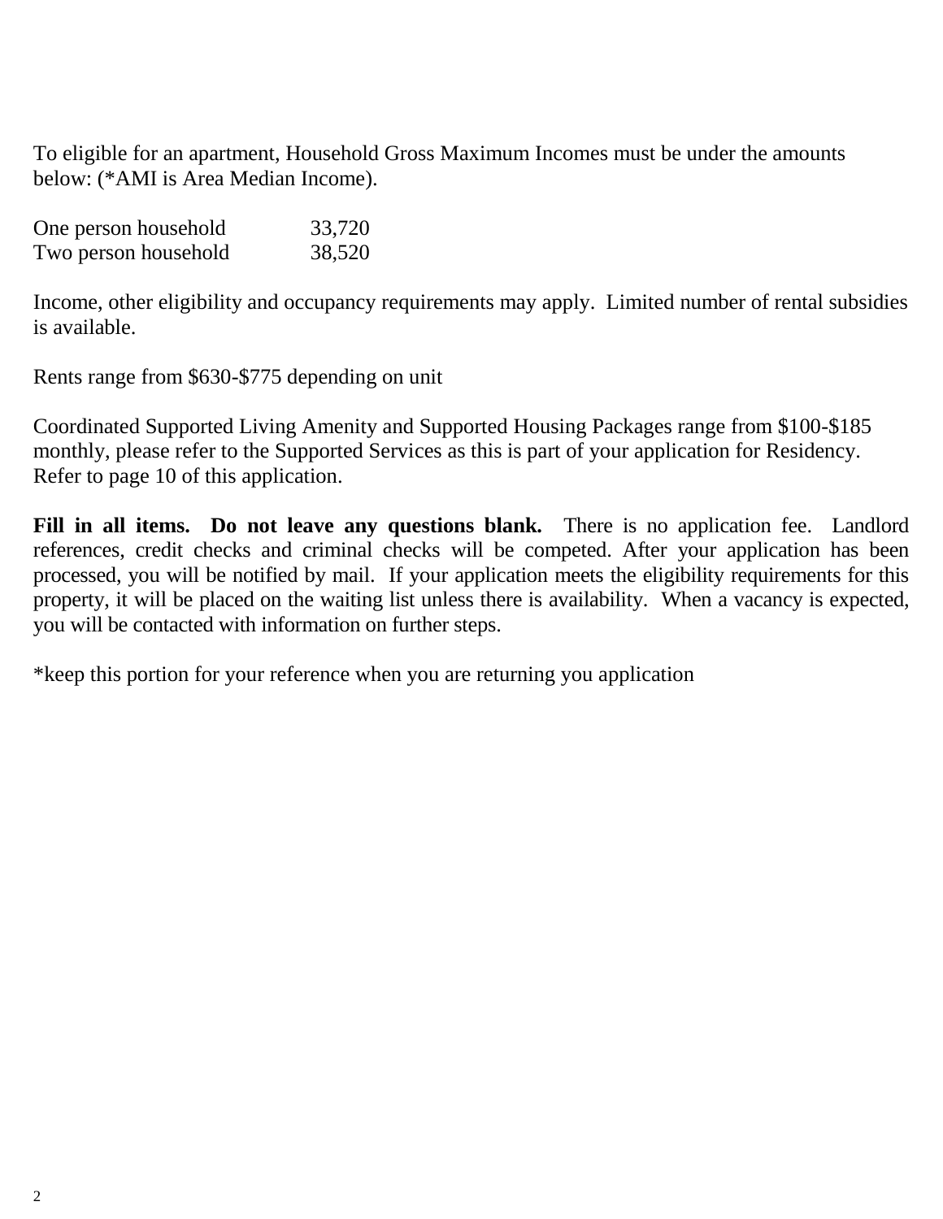To eligible for an apartment, Household Gross Maximum Incomes must be under the amounts below: (*AMI is Area Median Income).

| | |
|---|---|
| One person household | 33,720 |
| Two person household | 38,520 |

Income, other eligibility and occupancy requirements may apply. Limited number of rental subsidies is available.

Rents range from $630-$775 depending on unit

Coordinated Supported Living Amenity and Supported Housing Packages range from $100-$185 monthly, please refer to the Supported Services as this is part of your application for Residency. Refer to page 10 of this application.

**Fill in all items. Do not leave any questions blank.** There is no application fee. Landlord references, credit checks and criminal checks will be competed. After your application has been processed, you will be notified by mail. If your application meets the eligibility requirements for this property, it will be placed on the waiting list unless there is availability. When a vacancy is expected, you will be contacted with information on further steps.

*keep this portion for your reference when you are returning you application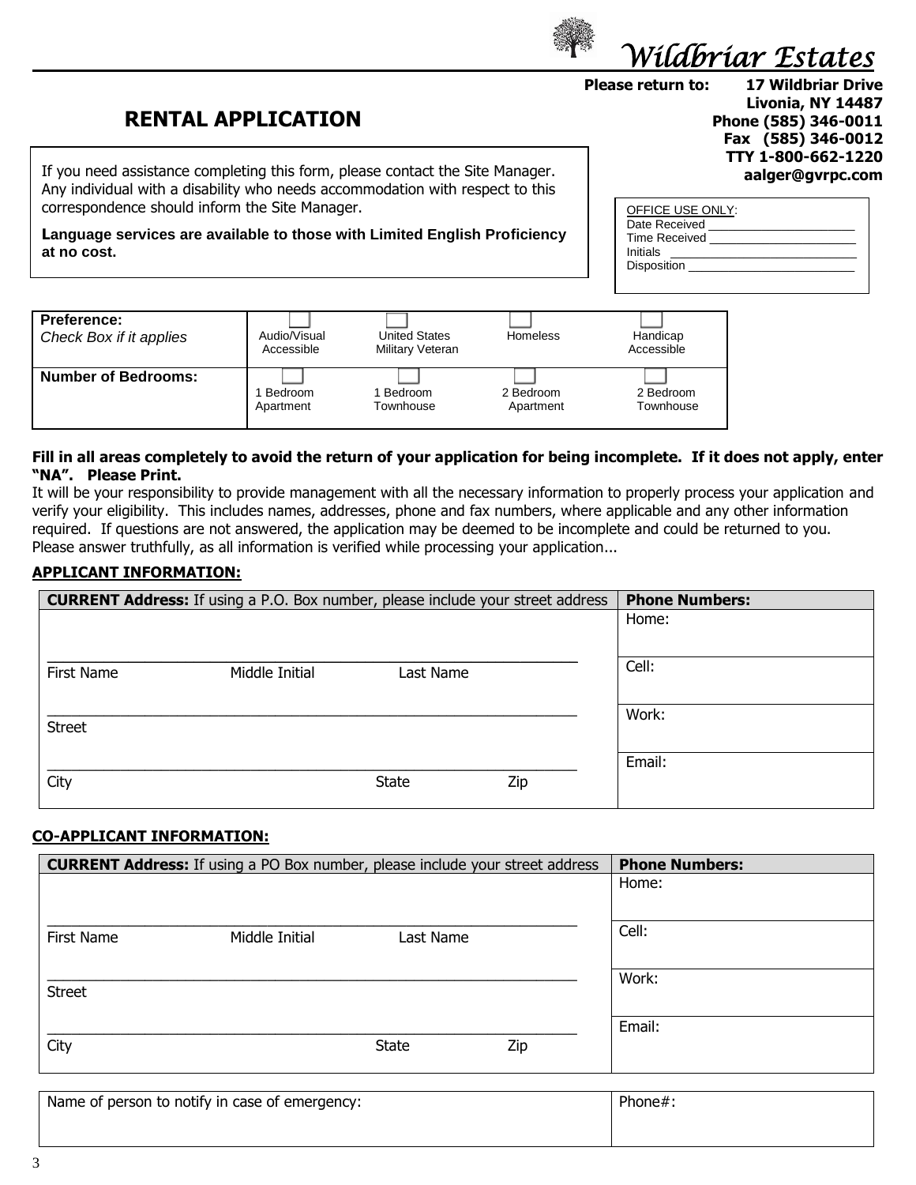# Wildbriar Estates

**Please return to:** **17 Wildbriar Drive**
**Livonia, NY 14487**
**Phone (585) 346-0011**
**Fax (585) 346-0012**
**TTY 1-800-662-1220**
**aalger@gvrpc.com**

## RENTAL APPLICATION

If you need assistance completing this form, please contact the Site Manager. Any individual with a disability who needs accommodation with respect to this correspondence should inform the Site Manager.

**Language services are available to those with Limited English Proficiency at no cost.**

OFFICE USE ONLY:
Date Received ____________________
Time Received ____________________
Initials ____________________
Disposition ____________________

| **Preference:** *Check Box if it applies* | ☐ Audio/Visual Accessible | ☐ United States Military Veteran | ☐ Homeless | ☐ Handicap Accessible |
|---|---|---|---|---|
| **Number of Bedrooms:** | ☐ 1 Bedroom Apartment | ☐ 1 Bedroom Townhouse | ☐ 2 Bedroom Apartment | ☐ 2 Bedroom Townhouse |

**Fill in all areas completely to avoid the return of your application for being incomplete. If it does not apply, enter "NA". Please Print.**

It will be your responsibility to provide management with all the necessary information to properly process your application and verify your eligibility. This includes names, addresses, phone and fax numbers, where applicable and any other information required. If questions are not answered, the application may be deemed to be incomplete and could be returned to you. Please answer truthfully, as all information is verified while processing your application...

**APPLICANT INFORMATION:**

| **CURRENT Address:** If using a P.O. Box number, please include your street address | **Phone Numbers:** |
|---|---|
| _______________________________________ First Name Middle Initial Last Name | Home: |
| | Cell: |
| _______________________________________ Street | Work: |
| _______________________________________ City State Zip | Email: |

**CO-APPLICANT INFORMATION:**

| **CURRENT Address:** If using a PO Box number, please include your street address | **Phone Numbers:** |
|---|---|
| _______________________________________ First Name Middle Initial Last Name | Home: |
| | Cell: |
| _______________________________________ Street | Work: |
| _______________________________________ City State Zip | Email: |

| Name of person to notify in case of emergency: | Phone#: |
|---|---|
| | |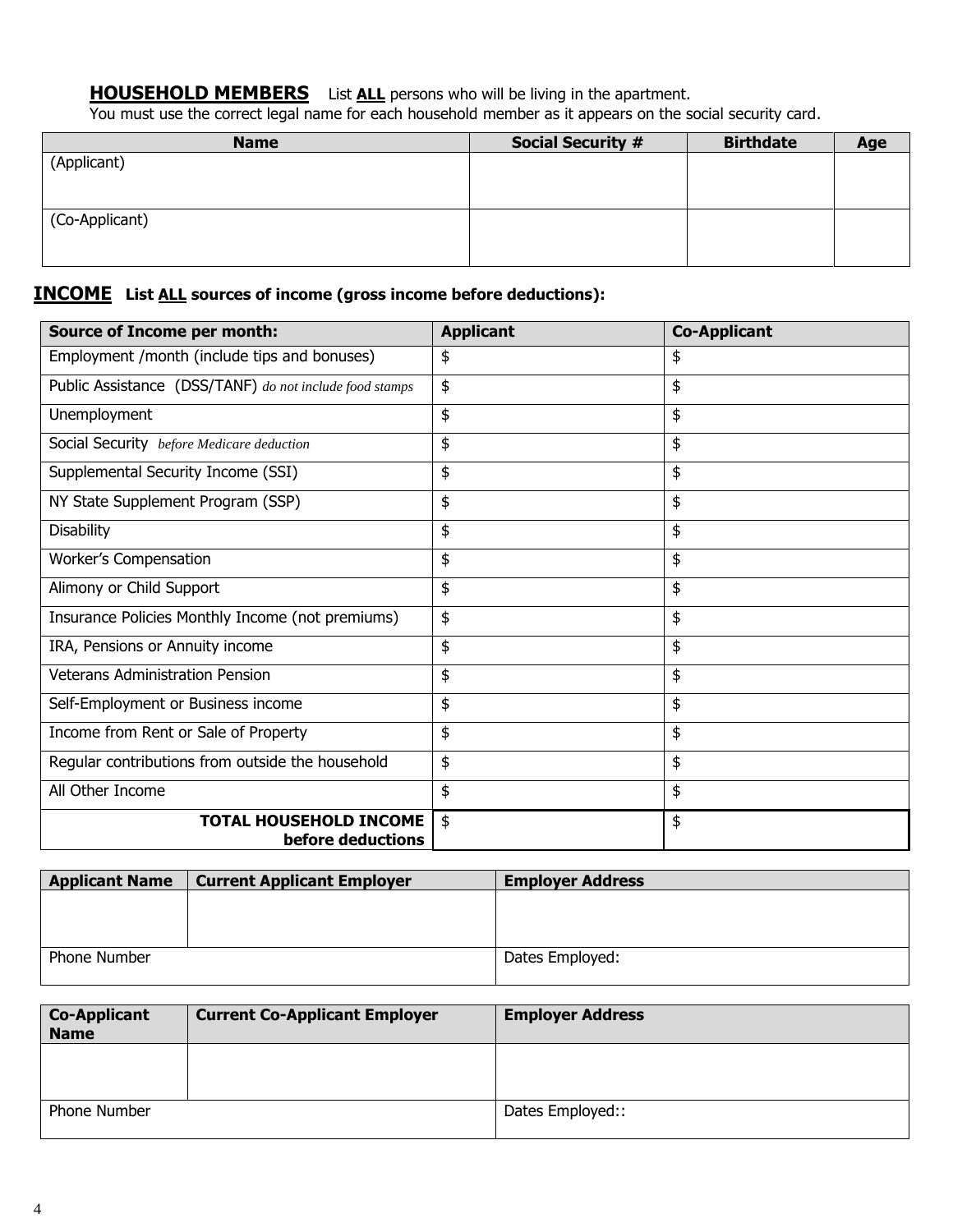**HOUSEHOLD MEMBERS** List **ALL** persons who will be living in the apartment.
You must use the correct legal name for each household member as it appears on the social security card.

| Name | Social Security # | Birthdate | Age |
|---|---|---|---|
| (Applicant) | | | |
| (Co-Applicant) | | | |

**INCOME** **List ALL sources of income (gross income before deductions):**

| Source of Income per month: | Applicant | Co-Applicant |
|---|---|---|
| Employment /month (include tips and bonuses) | $ | $ |
| Public Assistance (DSS/TANF) *do not include food stamps* | $ | $ |
| Unemployment | $ | $ |
| Social Security *before Medicare deduction* | $ | $ |
| Supplemental Security Income (SSI) | $ | $ |
| NY State Supplement Program (SSP) | $ | $ |
| Disability | $ | $ |
| Worker's Compensation | $ | $ |
| Alimony or Child Support | $ | $ |
| Insurance Policies Monthly Income (not premiums) | $ | $ |
| IRA, Pensions or Annuity income | $ | $ |
| Veterans Administration Pension | $ | $ |
| Self-Employment or Business income | $ | $ |
| Income from Rent or Sale of Property | $ | $ |
| Regular contributions from outside the household | $ | $ |
| All Other Income | $ | $ |
| **TOTAL HOUSEHOLD INCOME before deductions** | $ | $ |

| Applicant Name | Current Applicant Employer | Employer Address |
|---|---|---|
| | | |
| Phone Number | | Dates Employed: |

| Co-Applicant Name | Current Co-Applicant Employer | Employer Address |
|---|---|---|
| | | |
| Phone Number | | Dates Employed:: |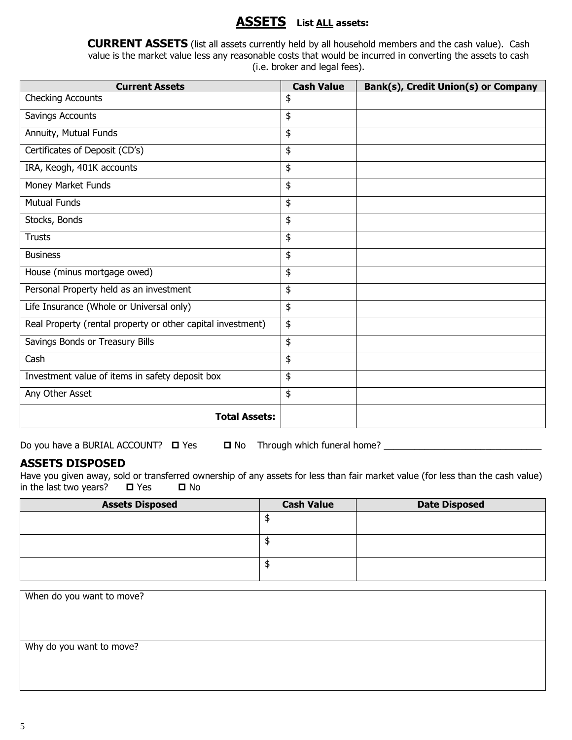## ASSETS **List ALL assets:**

**CURRENT ASSETS** (list all assets currently held by all household members and the cash value). Cash value is the market value less any reasonable costs that would be incurred in converting the assets to cash (i.e. broker and legal fees).

| Current Assets | Cash Value | Bank(s), Credit Union(s) or Company |
| --- | --- | --- |
| Checking Accounts | $ | |
| Savings Accounts | $ | |
| Annuity, Mutual Funds | $ | |
| Certificates of Deposit (CD's) | $ | |
| IRA, Keogh, 401K accounts | $ | |
| Money Market Funds | $ | |
| Mutual Funds | $ | |
| Stocks, Bonds | $ | |
| Trusts | $ | |
| Business | $ | |
| House (minus mortgage owed) | $ | |
| Personal Property held as an investment | $ | |
| Life Insurance (Whole or Universal only) | $ | |
| Real Property (rental property or other capital investment) | $ | |
| Savings Bonds or Treasury Bills | $ | |
| Cash | $ | |
| Investment value of items in safety deposit box | $ | |
| Any Other Asset | $ | |
| **Total Assets:** | | |

Do you have a BURIAL ACCOUNT? ☐ Yes ☐ No Through which funeral home? ______________________________

## ASSETS DISPOSED

Have you given away, sold or transferred ownership of any assets for less than fair market value (for less than the cash value) in the last two years? ☐ Yes ☐ No

| Assets Disposed | Cash Value | Date Disposed |
| --- | --- | --- |
| | $ | |
| | $ | |
| | $ | |

| When do you want to move? |
| --- |
| |

| Why do you want to move? |
| --- |
| |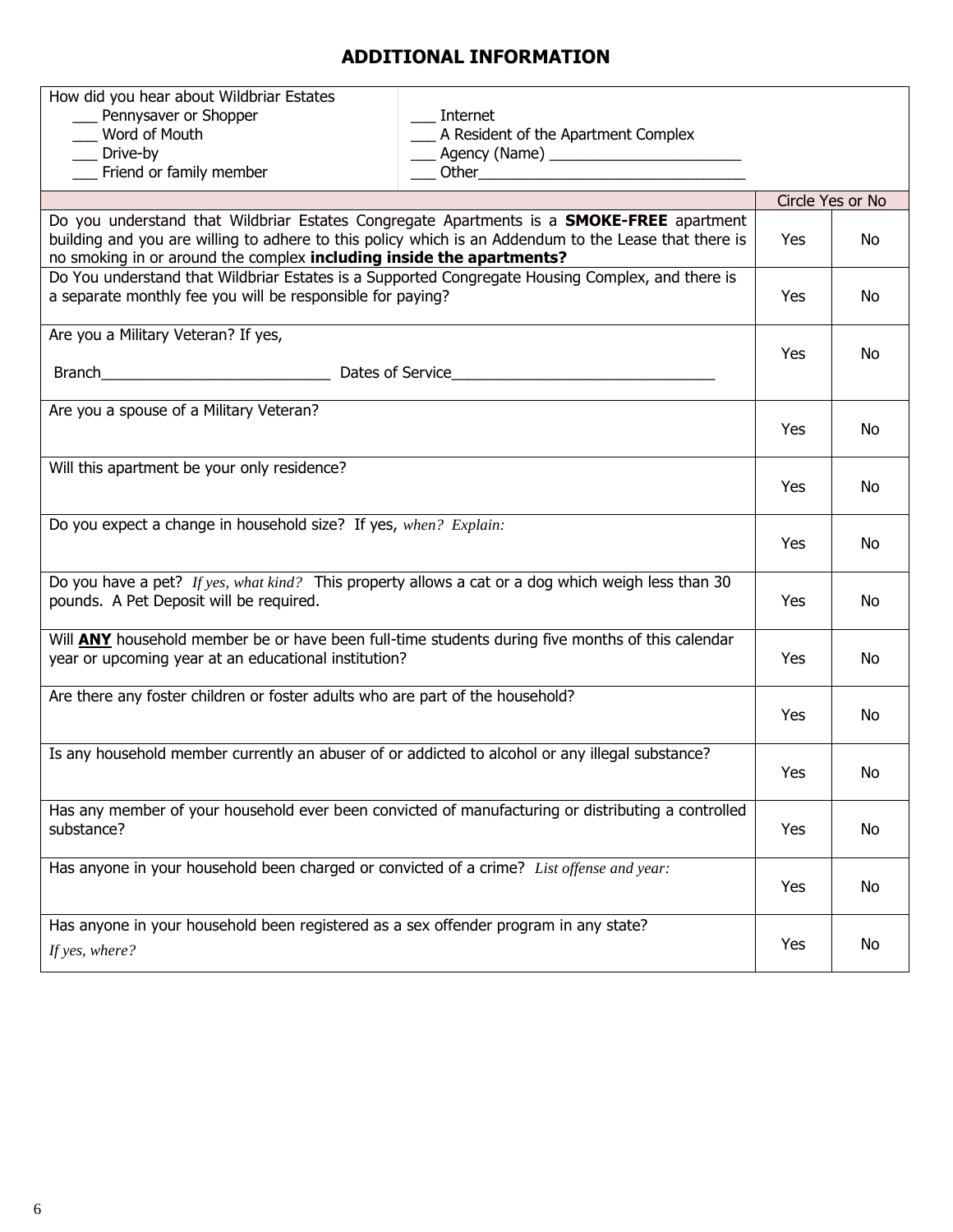## ADDITIONAL INFORMATION

How did you hear about Wildbriar Estates

| | |
|---|---|
| ___ Pennysaver or Shopper | ___ Internet |
| ___ Word of Mouth | ___ A Resident of the Apartment Complex |
| ___ Drive-by | ___ Agency (Name) _______________________ |
| ___ Friend or family member | ___ Other________________________________ |

| | Circle Yes or No | |
|---|---|---|
| Do you understand that Wildbriar Estates Congregate Apartments is a **SMOKE-FREE** apartment building and you are willing to adhere to this policy which is an Addendum to the Lease that there is no smoking in or around the complex **including inside the apartments?** | Yes | No |
| Do You understand that Wildbriar Estates is a Supported Congregate Housing Complex, and there is a separate monthly fee you will be responsible for paying? | Yes | No |
| Are you a Military Veteran? If yes, Branch___________________________ Dates of Service_______________________________ | Yes | No |
| Are you a spouse of a Military Veteran? | Yes | No |
| Will this apartment be your only residence? | Yes | No |
| Do you expect a change in household size? If yes, *when? Explain:* | Yes | No |
| Do you have a pet? *If yes, what kind?* This property allows a cat or a dog which weigh less than 30 pounds. A Pet Deposit will be required. | Yes | No |
| Will **ANY** household member be or have been full-time students during five months of this calendar year or upcoming year at an educational institution? | Yes | No |
| Are there any foster children or foster adults who are part of the household? | Yes | No |
| Is any household member currently an abuser of or addicted to alcohol or any illegal substance? | Yes | No |
| Has any member of your household ever been convicted of manufacturing or distributing a controlled substance? | Yes | No |
| Has anyone in your household been charged or convicted of a crime? *List offense and year:* | Yes | No |
| Has anyone in your household been registered as a sex offender program in any state? *If yes, where?* | Yes | No |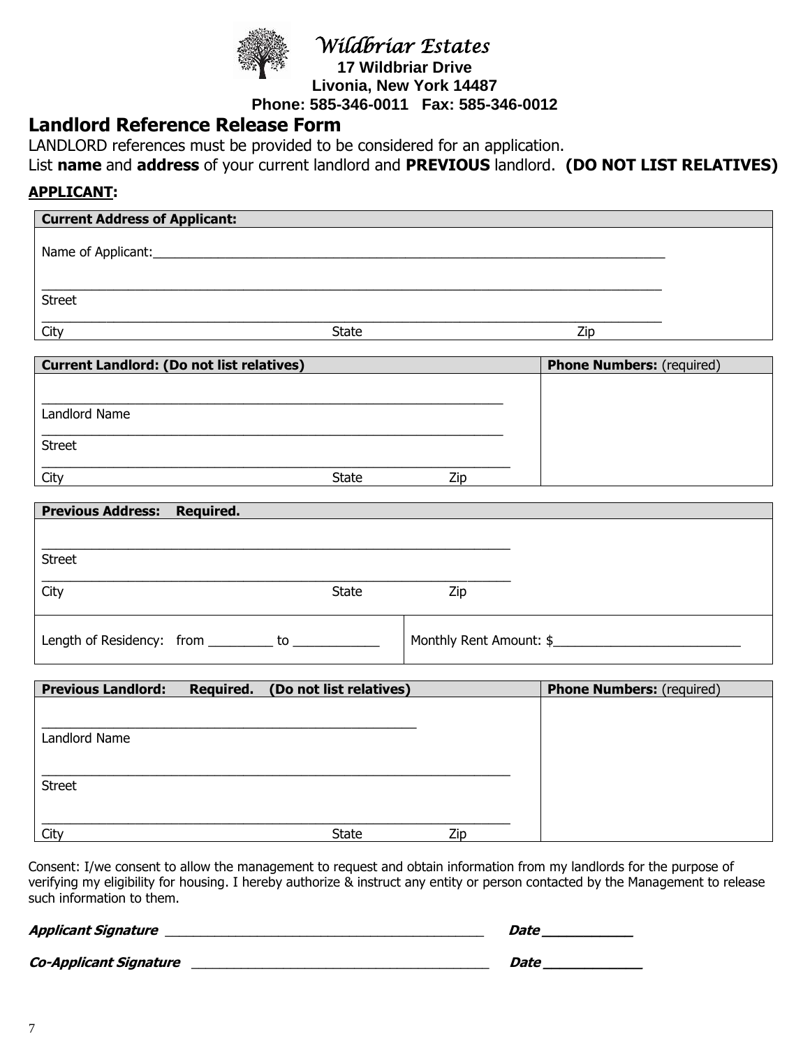# *Wildbriar Estates*

**17 Wildbriar Drive**
**Livonia, New York 14487**
**Phone: 585-346-0011 Fax: 585-346-0012**

## Landlord Reference Release Form

LANDLORD references must be provided to be considered for an application.
List **name** and **address** of your current landlord and **PREVIOUS** landlord. **(DO NOT LIST RELATIVES)**

**APPLICANT:**

| **Current Address of Applicant:** |
|---|
| Name of Applicant:____________________________________________ |
| ____________________________________________<br>Street |
| ____________________________________________<br>City State Zip |

| **Current Landlord: (Do not list relatives)** | **Phone Numbers:** (required) |
|---|---|
| ____________________________________________<br>Landlord Name<br>____________________________________________<br>Street<br>____________________________________________<br>City State Zip | |

| **Previous Address: Required.** | |
|---|---|
| ____________________________________________<br>Street<br>____________________________________________<br>City State Zip | |
| Length of Residency: from _________ to ____________ | Monthly Rent Amount: $__________________________ |

| **Previous Landlord: Required. (Do not list relatives)** | **Phone Numbers:** (required) |
|---|---|
| ____________________________________________<br>Landlord Name<br>____________________________________________<br>Street<br>____________________________________________<br>City State Zip | |

Consent: I/we consent to allow the management to request and obtain information from my landlords for the purpose of verifying my eligibility for housing. I hereby authorize & instruct any entity or person contacted by the Management to release such information to them.

***Applicant Signature*** ____________________________________________ ***Date*** ___________

***Co-Applicant Signature*** ____________________________________________ ***Date*** ____________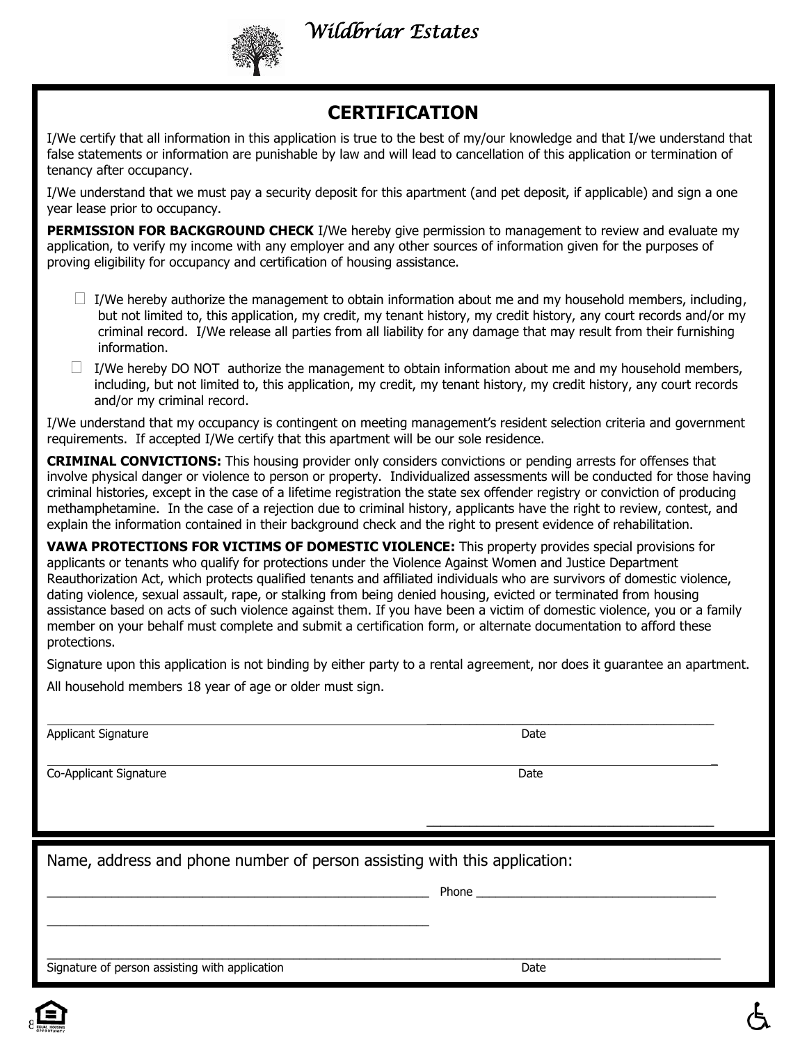*Wildbriar Estates*

## CERTIFICATION

I/We certify that all information in this application is true to the best of my/our knowledge and that I/we understand that false statements or information are punishable by law and will lead to cancellation of this application or termination of tenancy after occupancy.

I/We understand that we must pay a security deposit for this apartment (and pet deposit, if applicable) and sign a one year lease prior to occupancy.

**PERMISSION FOR BACKGROUND CHECK** I/We hereby give permission to management to review and evaluate my application, to verify my income with any employer and any other sources of information given for the purposes of proving eligibility for occupancy and certification of housing assistance.

- ☐ I/We hereby authorize the management to obtain information about me and my household members, including, but not limited to, this application, my credit, my tenant history, my credit history, any court records and/or my criminal record. I/We release all parties from all liability for any damage that may result from their furnishing information.
- ☐ I/We hereby DO NOT authorize the management to obtain information about me and my household members, including, but not limited to, this application, my credit, my tenant history, my credit history, any court records and/or my criminal record.

I/We understand that my occupancy is contingent on meeting management's resident selection criteria and government requirements. If accepted I/We certify that this apartment will be our sole residence.

**CRIMINAL CONVICTIONS:** This housing provider only considers convictions or pending arrests for offenses that involve physical danger or violence to person or property. Individualized assessments will be conducted for those having criminal histories, except in the case of a lifetime registration the state sex offender registry or conviction of producing methamphetamine. In the case of a rejection due to criminal history, applicants have the right to review, contest, and explain the information contained in their background check and the right to present evidence of rehabilitation.

**VAWA PROTECTIONS FOR VICTIMS OF DOMESTIC VIOLENCE:** This property provides special provisions for applicants or tenants who qualify for protections under the Violence Against Women and Justice Department Reauthorization Act, which protects qualified tenants and affiliated individuals who are survivors of domestic violence, dating violence, sexual assault, rape, or stalking from being denied housing, evicted or terminated from housing assistance based on acts of such violence against them. If you have been a victim of domestic violence, you or a family member on your behalf must complete and submit a certification form, or alternate documentation to afford these protections.

Signature upon this application is not binding by either party to a rental agreement, nor does it guarantee an apartment.

All household members 18 year of age or older must sign.

\_\_\_\_\_\_\_\_\_\_\_\_\_\_\_\_\_\_\_\_\_\_\_\_\_\_\_\_\_\_\_\_\_\_\_\_\_\_\_\_\_\_\_\_ \_\_\_\_\_\_\_\_\_\_\_\_\_\_\_\_\_\_\_\_\_\_\_\_
Applicant Signature Date

\_\_\_\_\_\_\_\_\_\_\_\_\_\_\_\_\_\_\_\_\_\_\_\_\_\_\_\_\_\_\_\_\_\_\_\_\_\_\_\_\_\_\_\_ \_\_\_\_\_\_\_\_\_\_\_\_\_\_\_\_\_\_\_\_\_\_\_\_
Co-Applicant Signature Date

Name, address and phone number of person assisting with this application:

\_\_\_\_\_\_\_\_\_\_\_\_\_\_\_\_\_\_\_\_\_\_\_\_\_\_\_\_\_\_\_\_\_\_\_\_ Phone \_\_\_\_\_\_\_\_\_\_\_\_\_\_\_\_\_\_\_\_\_\_\_\_

\_\_\_\_\_\_\_\_\_\_\_\_\_\_\_\_\_\_\_\_\_\_\_\_\_\_\_\_\_\_\_\_\_\_\_\_

\_\_\_\_\_\_\_\_\_\_\_\_\_\_\_\_\_\_\_\_\_\_\_\_\_\_\_\_\_\_\_\_\_\_\_\_\_\_\_\_\_\_\_\_ \_\_\_\_\_\_\_\_\_\_\_\_\_\_\_\_\_\_\_\_\_\_\_\_
Signature of person assisting with application Date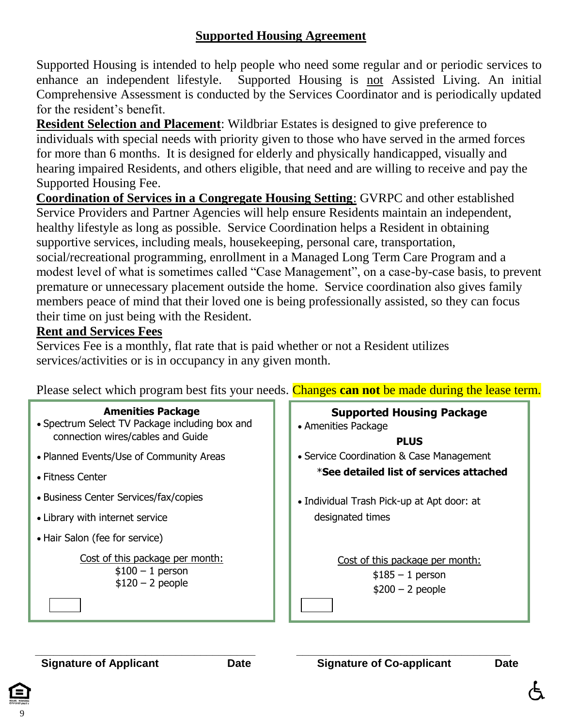# Supported Housing Agreement

Supported Housing is intended to help people who need some regular and or periodic services to enhance an independent lifestyle. Supported Housing is not Assisted Living. An initial Comprehensive Assessment is conducted by the Services Coordinator and is periodically updated for the resident's benefit.

**Resident Selection and Placement**: Wildbriar Estates is designed to give preference to individuals with special needs with priority given to those who have served in the armed forces for more than 6 months. It is designed for elderly and physically handicapped, visually and hearing impaired Residents, and others eligible, that need and are willing to receive and pay the Supported Housing Fee.

**Coordination of Services in a Congregate Housing Setting**: GVRPC and other established Service Providers and Partner Agencies will help ensure Residents maintain an independent, healthy lifestyle as long as possible. Service Coordination helps a Resident in obtaining supportive services, including meals, housekeeping, personal care, transportation, social/recreational programming, enrollment in a Managed Long Term Care Program and a modest level of what is sometimes called "Case Management", on a case-by-case basis, to prevent premature or unnecessary placement outside the home. Service coordination also gives family members peace of mind that their loved one is being professionally assisted, so they can focus their time on just being with the Resident.

**Rent and Services Fees**

Services Fee is a monthly, flat rate that is paid whether or not a Resident utilizes services/activities or is in occupancy in any given month.

Please select which program best fits your needs. Changes **can not** be made during the lease term.

**Amenities Package**

- Spectrum Select TV Package including box and connection wires/cables and Guide
- Planned Events/Use of Community Areas
- Fitness Center
- Business Center Services/fax/copies
- Library with internet service
- Hair Salon (fee for service)

Cost of this package per month:
$100 – 1 person
$120 – 2 people

☐

**Supported Housing Package**

- Amenities Package

**PLUS**

- Service Coordination & Case Management

*__See detailed list of services attached__

- Individual Trash Pick-up at Apt door: at designated times

Cost of this package per month:
$185 – 1 person
$200 – 2 people

☐

\_\_\_\_\_\_\_\_\_\_\_\_\_\_\_\_\_\_\_\_\_\_\_\_\_\_\_\_\_\_\_\_\_\_\_\_
**Signature of Applicant** **Date**

\_\_\_\_\_\_\_\_\_\_\_\_\_\_\_\_\_\_\_\_\_\_\_\_\_\_\_\_\_\_\_\_\_\_\_\_
**Signature of Co-applicant** **Date**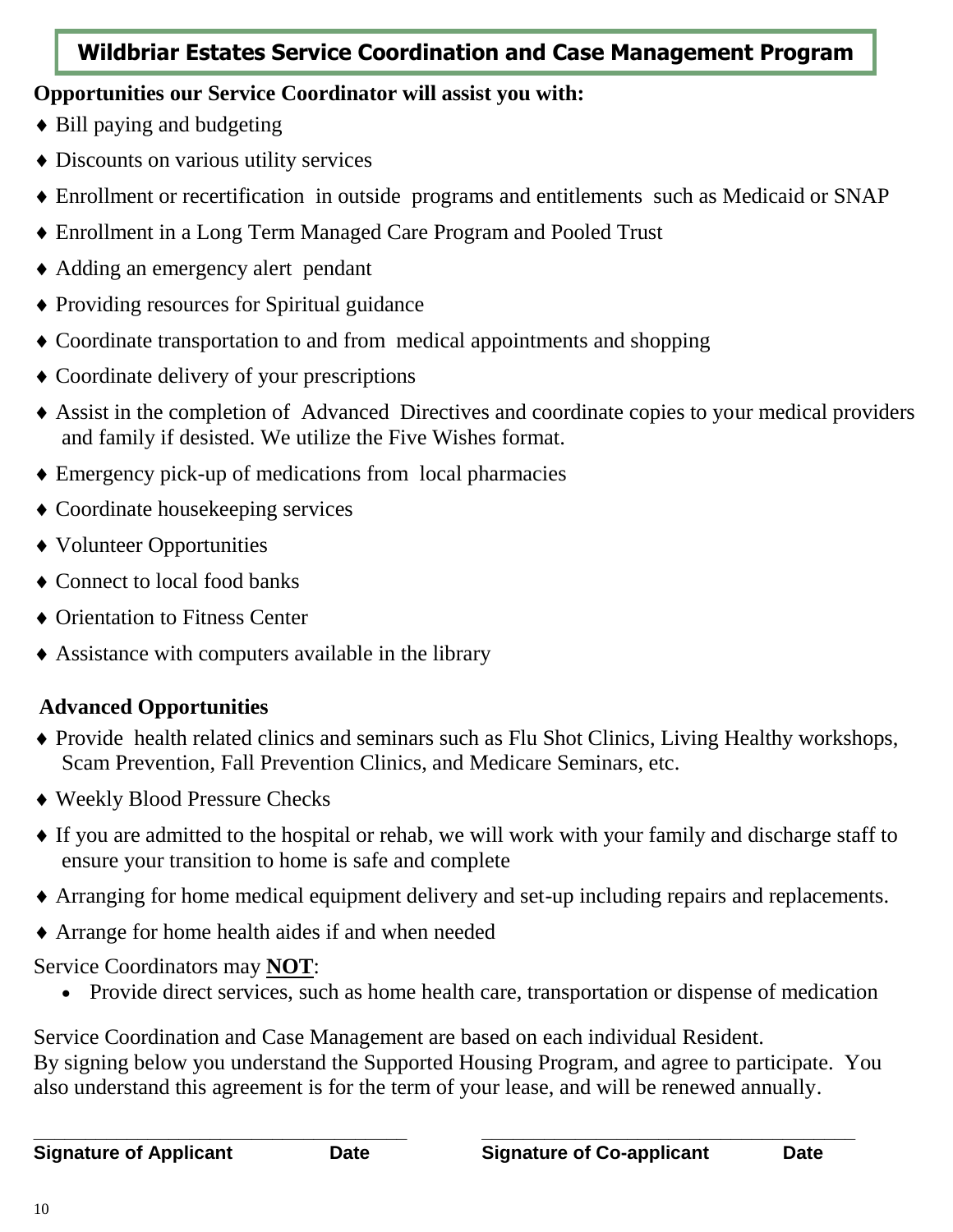## Wildbriar Estates Service Coordination and Case Management Program

**Opportunities our Service Coordinator will assist you with:**

- ♦ Bill paying and budgeting
- ♦ Discounts on various utility services
- ♦ Enrollment or recertification in outside programs and entitlements such as Medicaid or SNAP
- ♦ Enrollment in a Long Term Managed Care Program and Pooled Trust
- ♦ Adding an emergency alert pendant
- ♦ Providing resources for Spiritual guidance
- ♦ Coordinate transportation to and from medical appointments and shopping
- ♦ Coordinate delivery of your prescriptions
- ♦ Assist in the completion of Advanced Directives and coordinate copies to your medical providers and family if desisted. We utilize the Five Wishes format.
- ♦ Emergency pick-up of medications from local pharmacies
- ♦ Coordinate housekeeping services
- ♦ Volunteer Opportunities
- ♦ Connect to local food banks
- ♦ Orientation to Fitness Center
- ♦ Assistance with computers available in the library

**Advanced Opportunities**

- ♦ Provide health related clinics and seminars such as Flu Shot Clinics, Living Healthy workshops, Scam Prevention, Fall Prevention Clinics, and Medicare Seminars, etc.
- ♦ Weekly Blood Pressure Checks
- ♦ If you are admitted to the hospital or rehab, we will work with your family and discharge staff to ensure your transition to home is safe and complete
- ♦ Arranging for home medical equipment delivery and set-up including repairs and replacements.
- ♦ Arrange for home health aides if and when needed

Service Coordinators may **NOT**:

- Provide direct services, such as home health care, transportation or dispense of medication

Service Coordination and Case Management are based on each individual Resident.
By signing below you understand the Supported Housing Program, and agree to participate. You also understand this agreement is for the term of your lease, and will be renewed annually.

\_\_\_\_\_\_\_\_\_\_\_\_\_\_\_\_\_\_\_\_\_\_\_\_\_\_\_\_\_\_\_\_\_\_\_\_\_\_ \_\_\_\_\_\_\_\_\_\_\_\_\_\_\_\_\_\_\_\_\_\_\_\_\_\_\_\_\_\_\_\_\_\_\_\_\_\_

**Signature of Applicant** **Date** **Signature of Co-applicant** **Date**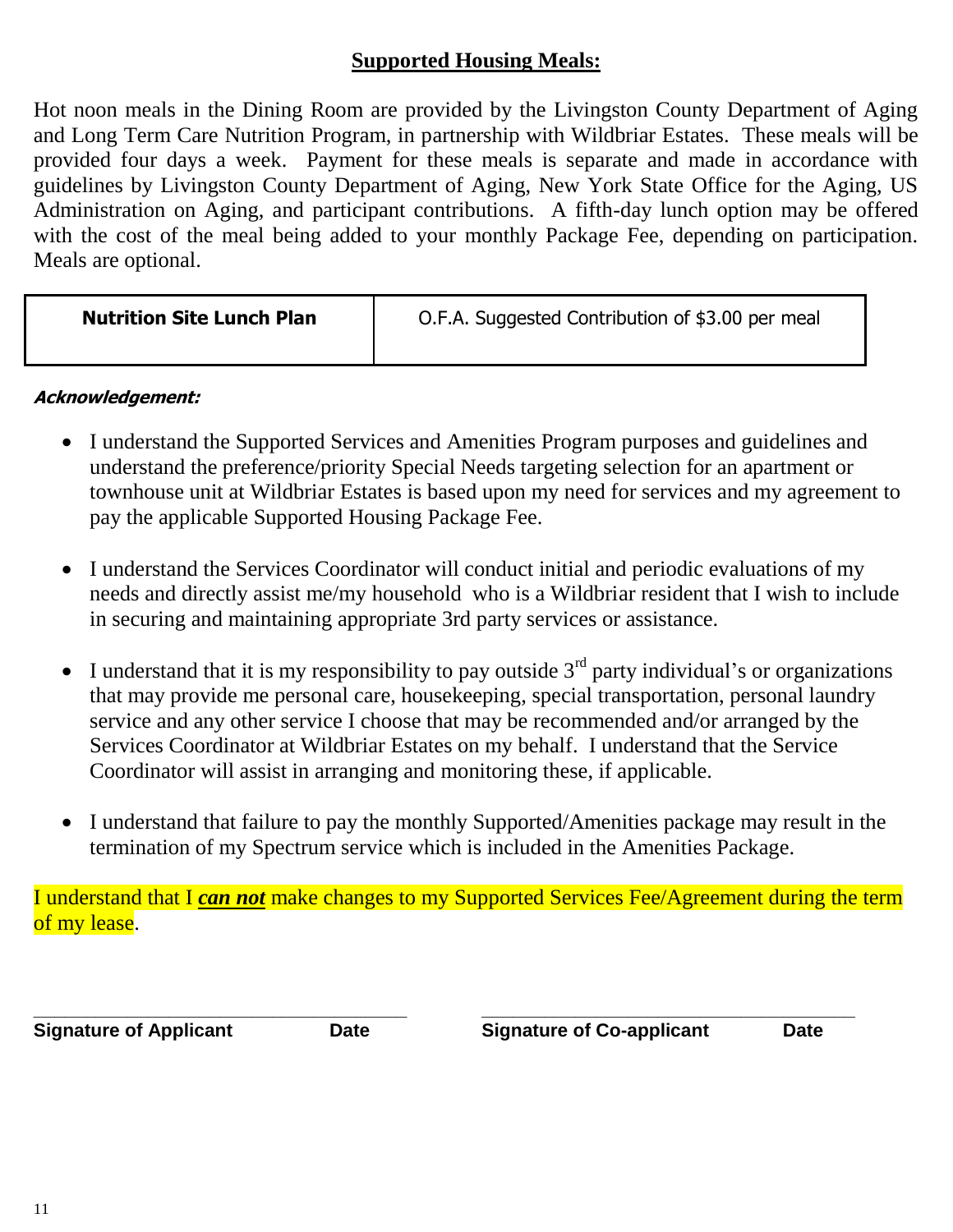## **Supported Housing Meals:**

Hot noon meals in the Dining Room are provided by the Livingston County Department of Aging and Long Term Care Nutrition Program, in partnership with Wildbriar Estates. These meals will be provided four days a week. Payment for these meals is separate and made in accordance with guidelines by Livingston County Department of Aging, New York State Office for the Aging, US Administration on Aging, and participant contributions. A fifth-day lunch option may be offered with the cost of the meal being added to your monthly Package Fee, depending on participation. Meals are optional.

| **Nutrition Site Lunch Plan** | O.F.A. Suggested Contribution of $3.00 per meal |
| --- | --- |

***Acknowledgement:***

- I understand the Supported Services and Amenities Program purposes and guidelines and understand the preference/priority Special Needs targeting selection for an apartment or townhouse unit at Wildbriar Estates is based upon my need for services and my agreement to pay the applicable Supported Housing Package Fee.
- I understand the Services Coordinator will conduct initial and periodic evaluations of my needs and directly assist me/my household who is a Wildbriar resident that I wish to include in securing and maintaining appropriate 3rd party services or assistance.
- I understand that it is my responsibility to pay outside 3rd party individual's or organizations that may provide me personal care, housekeeping, special transportation, personal laundry service and any other service I choose that may be recommended and/or arranged by the Services Coordinator at Wildbriar Estates on my behalf. I understand that the Service Coordinator will assist in arranging and monitoring these, if applicable.
- I understand that failure to pay the monthly Supported/Amenities package may result in the termination of my Spectrum service which is included in the Amenities Package.

I understand that I ***<u>can not</u>*** make changes to my Supported Services Fee/Agreement during the term of my lease.

\_\_\_\_\_\_\_\_\_\_\_\_\_\_\_\_\_\_\_\_\_\_\_\_\_\_\_\_\_\_\_\_\_\_\_\_\_\_\_\_ \_\_\_\_\_\_\_\_\_\_\_\_\_\_\_\_\_\_\_\_\_\_\_\_\_\_\_\_\_\_\_\_\_\_\_\_\_\_\_\_

**Signature of Applicant Date Signature of Co-applicant Date**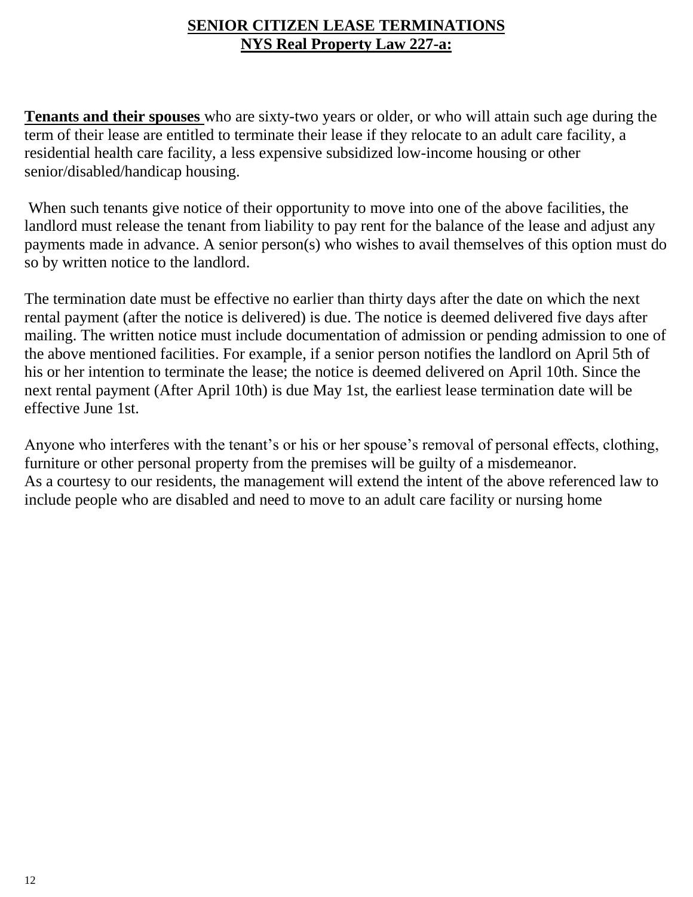# SENIOR CITIZEN LEASE TERMINATIONS
## NYS Real Property Law 227-a:

**Tenants and their spouses** who are sixty-two years or older, or who will attain such age during the term of their lease are entitled to terminate their lease if they relocate to an adult care facility, a residential health care facility, a less expensive subsidized low-income housing or other senior/disabled/handicap housing.

When such tenants give notice of their opportunity to move into one of the above facilities, the landlord must release the tenant from liability to pay rent for the balance of the lease and adjust any payments made in advance. A senior person(s) who wishes to avail themselves of this option must do so by written notice to the landlord.

The termination date must be effective no earlier than thirty days after the date on which the next rental payment (after the notice is delivered) is due. The notice is deemed delivered five days after mailing. The written notice must include documentation of admission or pending admission to one of the above mentioned facilities. For example, if a senior person notifies the landlord on April 5th of his or her intention to terminate the lease; the notice is deemed delivered on April 10th. Since the next rental payment (After April 10th) is due May 1st, the earliest lease termination date will be effective June 1st.

Anyone who interferes with the tenant's or his or her spouse's removal of personal effects, clothing, furniture or other personal property from the premises will be guilty of a misdemeanor.
As a courtesy to our residents, the management will extend the intent of the above referenced law to include people who are disabled and need to move to an adult care facility or nursing home